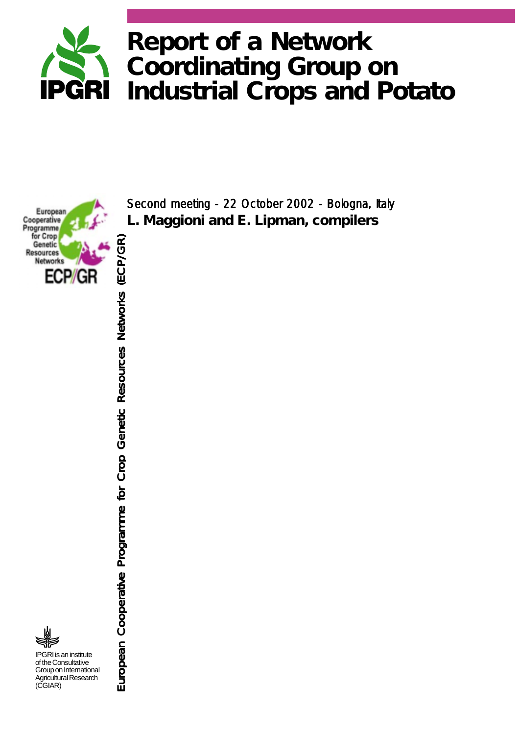IPGRI

# Report of a Network Coordinating Group on Industrial Crops and Potato

European Cooperative Programme for Crop Genetic Resources Networks

ECP/GR

Second meeting - 22 October 2002 - Bologna, Italy

**L. Maggioni and E. Lipman, compilers**

**European Cooperative Programme for Crop Genetic Resources Networks (ECP/GR)**

IPGRI is an institute of the Consultative Group on International Agricultural Research (CGIAR)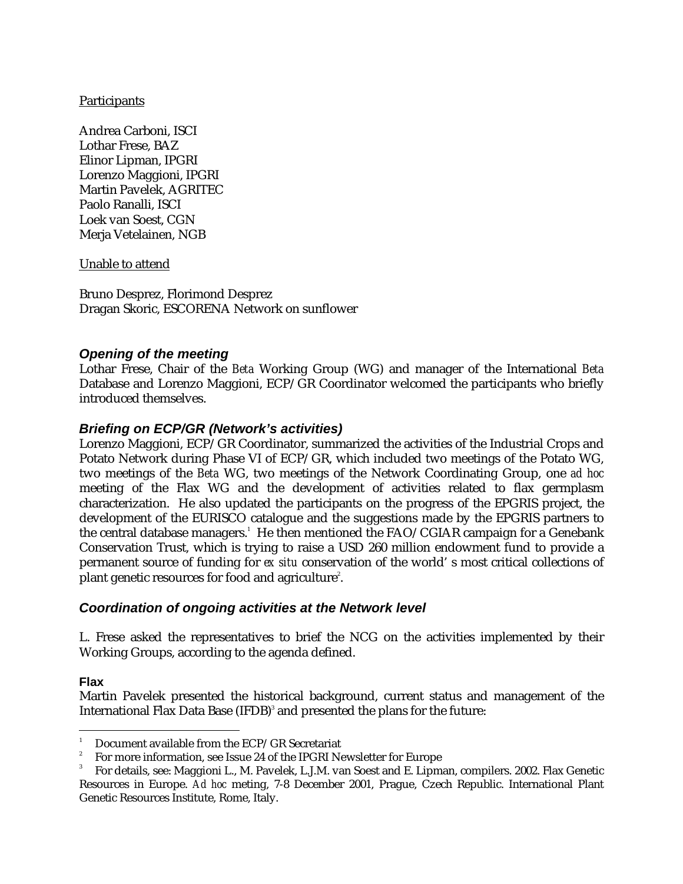Participants

Andrea Carboni, ISCI
Lothar Frese, BAZ
Elinor Lipman, IPGRI
Lorenzo Maggioni, IPGRI
Martin Pavelek, AGRITEC
Paolo Ranalli, ISCI
Loek van Soest, CGN
Merja Vetelainen, NGB

Unable to attend

Bruno Desprez, Florimond Desprez
Dragan Skoric, ESCORENA Network on sunflower

## *Opening of the meeting*

Lothar Frese, Chair of the *Beta* Working Group (WG) and manager of the International *Beta* Database and Lorenzo Maggioni, ECP/GR Coordinator welcomed the participants who briefly introduced themselves.

## *Briefing on ECP/GR (Network's activities)*

Lorenzo Maggioni, ECP/GR Coordinator, summarized the activities of the Industrial Crops and Potato Network during Phase VI of ECP/GR, which included two meetings of the Potato WG, two meetings of the *Beta* WG, two meetings of the Network Coordinating Group, one *ad hoc* meeting of the Flax WG and the development of activities related to flax germplasm characterization. He also updated the participants on the progress of the EPGRIS project, the development of the EURISCO catalogue and the suggestions made by the EPGRIS partners to the central database managers.[1] He then mentioned the FAO/CGIAR campaign for a Genebank Conservation Trust, which is trying to raise a USD 260 million endowment fund to provide a permanent source of funding for *ex situ* conservation of the world' s most critical collections of plant genetic resources for food and agriculture[2].

## *Coordination of ongoing activities at the Network level*

L. Frese asked the representatives to brief the NCG on the activities implemented by their Working Groups, according to the agenda defined.

### Flax

Martin Pavelek presented the historical background, current status and management of the International Flax Data Base (IFDB)[3] and presented the plans for the future:

[1] Document available from the ECP/GR Secretariat

[2] For more information, see Issue 24 of the IPGRI Newsletter for Europe

[3] For details, see: Maggioni L., M. Pavelek, L.J.M. van Soest and E. Lipman, compilers. 2002. Flax Genetic Resources in Europe. *Ad hoc* meting, 7-8 December 2001, Prague, Czech Republic. International Plant Genetic Resources Institute, Rome, Italy.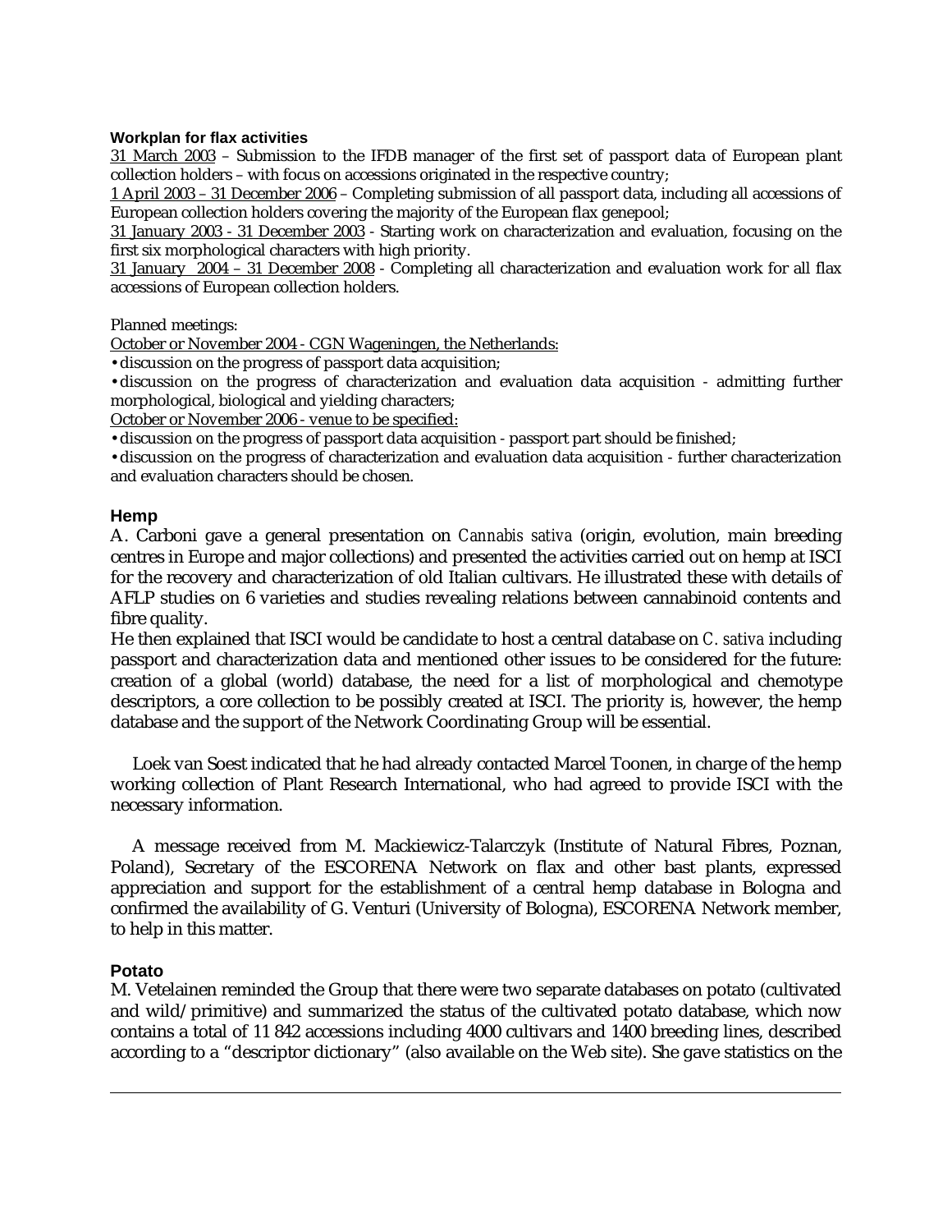### Workplan for flax activities

31 March 2003 – Submission to the IFDB manager of the first set of passport data of European plant collection holders – with focus on accessions originated in the respective country;

1 April 2003 – 31 December 2006 – Completing submission of all passport data, including all accessions of European collection holders covering the majority of the European flax genepool;

31 January 2003 - 31 December 2003 - Starting work on characterization and evaluation, focusing on the first six morphological characters with high priority.

31 January 2004 – 31 December 2008 - Completing all characterization and evaluation work for all flax accessions of European collection holders.

Planned meetings:

October or November 2004 - CGN Wageningen, the Netherlands:

- discussion on the progress of passport data acquisition;
- discussion on the progress of characterization and evaluation data acquisition - admitting further morphological, biological and yielding characters;

October or November 2006 - venue to be specified:

- discussion on the progress of passport data acquisition - passport part should be finished;
- discussion on the progress of characterization and evaluation data acquisition - further characterization and evaluation characters should be chosen.

### Hemp

A. Carboni gave a general presentation on *Cannabis sativa* (origin, evolution, main breeding centres in Europe and major collections) and presented the activities carried out on hemp at ISCI for the recovery and characterization of old Italian cultivars. He illustrated these with details of AFLP studies on 6 varieties and studies revealing relations between cannabinoid contents and fibre quality.

He then explained that ISCI would be candidate to host a central database on *C. sativa* including passport and characterization data and mentioned other issues to be considered for the future: creation of a global (world) database, the need for a list of morphological and chemotype descriptors, a core collection to be possibly created at ISCI. The priority is, however, the hemp database and the support of the Network Coordinating Group will be essential.

Loek van Soest indicated that he had already contacted Marcel Toonen, in charge of the hemp working collection of Plant Research International, who had agreed to provide ISCI with the necessary information.

A message received from M. Mackiewicz-Talarczyk (Institute of Natural Fibres, Poznan, Poland), Secretary of the ESCORENA Network on flax and other bast plants, expressed appreciation and support for the establishment of a central hemp database in Bologna and confirmed the availability of G. Venturi (University of Bologna), ESCORENA Network member, to help in this matter.

### Potato

M. Vetelainen reminded the Group that there were two separate databases on potato (cultivated and wild/primitive) and summarized the status of the cultivated potato database, which now contains a total of 11 842 accessions including 4000 cultivars and 1400 breeding lines, described according to a "descriptor dictionary" (also available on the Web site). She gave statistics on the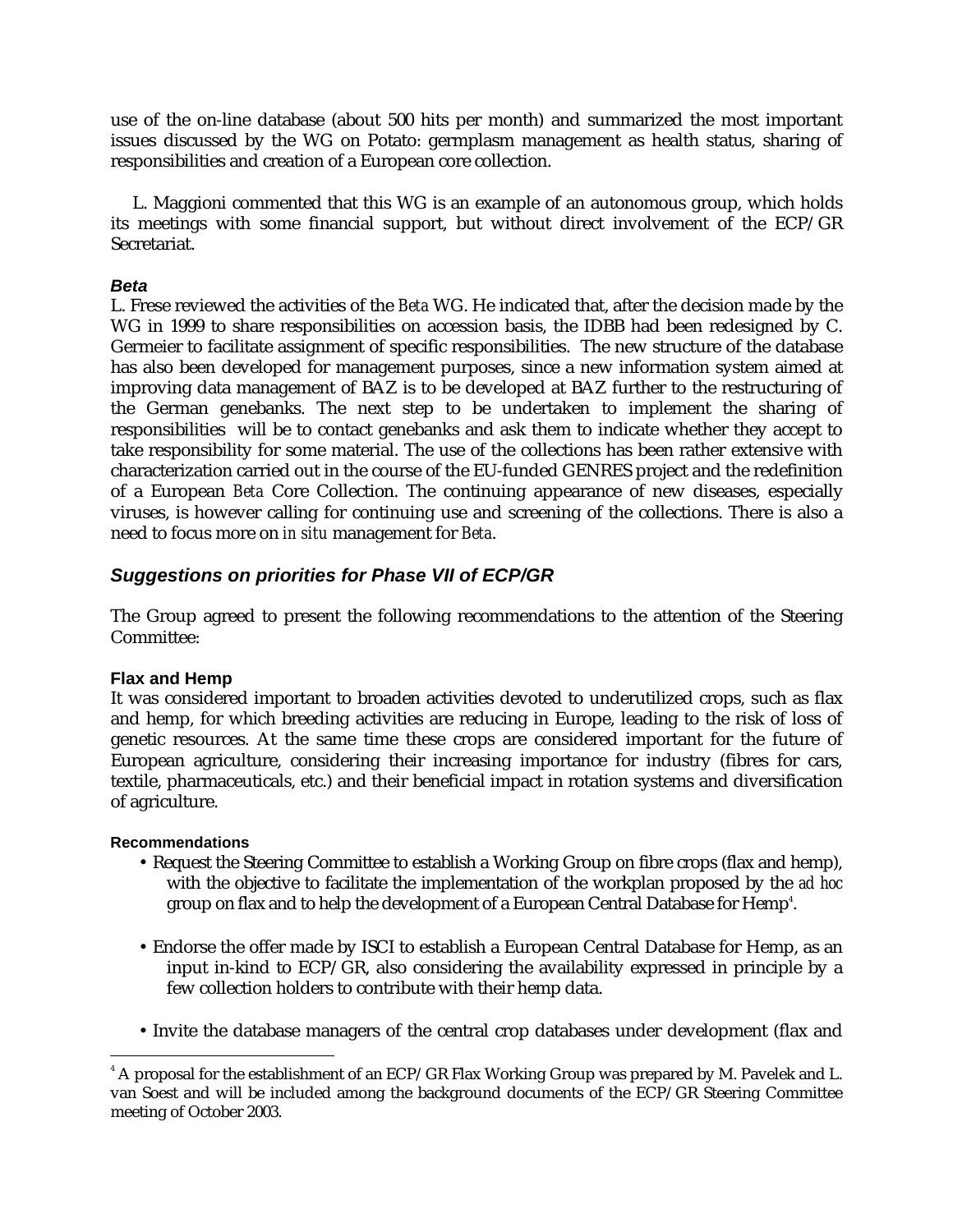use of the on-line database (about 500 hits per month) and summarized the most important issues discussed by the WG on Potato: germplasm management as health status, sharing of responsibilities and creation of a European core collection.

L. Maggioni commented that this WG is an example of an autonomous group, which holds its meetings with some financial support, but without direct involvement of the ECP/GR Secretariat.

#### *Beta*

L. Frese reviewed the activities of the *Beta* WG. He indicated that, after the decision made by the WG in 1999 to share responsibilities on accession basis, the IDBB had been redesigned by C. Germeier to facilitate assignment of specific responsibilities. The new structure of the database has also been developed for management purposes, since a new information system aimed at improving data management of BAZ is to be developed at BAZ further to the restructuring of the German genebanks. The next step to be undertaken to implement the sharing of responsibilities will be to contact genebanks and ask them to indicate whether they accept to take responsibility for some material. The use of the collections has been rather extensive with characterization carried out in the course of the EU-funded GENRES project and the redefinition of a European *Beta* Core Collection. The continuing appearance of new diseases, especially viruses, is however calling for continuing use and screening of the collections. There is also a need to focus more on *in situ* management for *Beta*.

### *Suggestions on priorities for Phase VII of ECP/GR*

The Group agreed to present the following recommendations to the attention of the Steering Committee:

#### Flax and Hemp

It was considered important to broaden activities devoted to underutilized crops, such as flax and hemp, for which breeding activities are reducing in Europe, leading to the risk of loss of genetic resources. At the same time these crops are considered important for the future of European agriculture, considering their increasing importance for industry (fibres for cars, textile, pharmaceuticals, etc.) and their beneficial impact in rotation systems and diversification of agriculture.

##### Recommendations

- Request the Steering Committee to establish a Working Group on fibre crops (flax and hemp), with the objective to facilitate the implementation of the workplan proposed by the *ad hoc* group on flax and to help the development of a European Central Database for Hemp[4].

- Endorse the offer made by ISCI to establish a European Central Database for Hemp, as an input in-kind to ECP/GR, also considering the availability expressed in principle by a few collection holders to contribute with their hemp data.

- Invite the database managers of the central crop databases under development (flax and

[4] A proposal for the establishment of an ECP/GR Flax Working Group was prepared by M. Pavelek and L. van Soest and will be included among the background documents of the ECP/GR Steering Committee meeting of October 2003.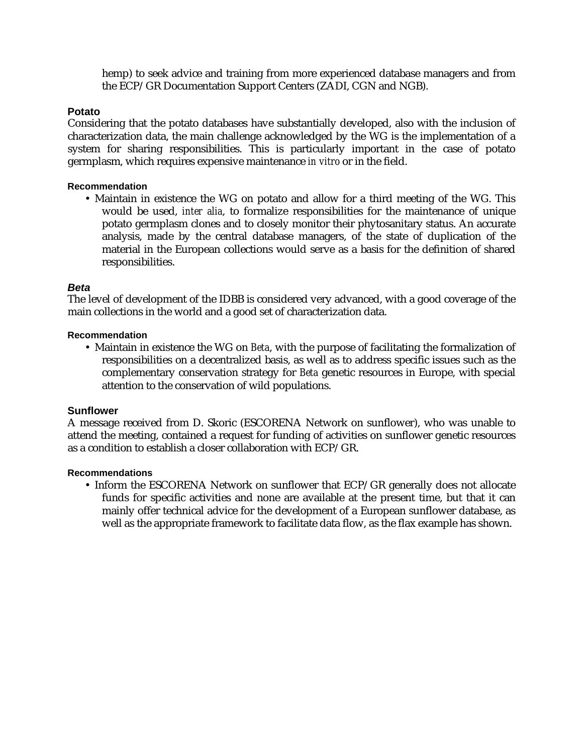hemp) to seek advice and training from more experienced database managers and from the ECP/GR Documentation Support Centers (ZADI, CGN and NGB).

### Potato

Considering that the potato databases have substantially developed, also with the inclusion of characterization data, the main challenge acknowledged by the WG is the implementation of a system for sharing responsibilities. This is particularly important in the case of potato germplasm, which requires expensive maintenance *in vitro* or in the field.

#### Recommendation

- Maintain in existence the WG on potato and allow for a third meeting of the WG. This would be used, *inter alia*, to formalize responsibilities for the maintenance of unique potato germplasm clones and to closely monitor their phytosanitary status. An accurate analysis, made by the central database managers, of the state of duplication of the material in the European collections would serve as a basis for the definition of shared responsibilities.

### *Beta*

The level of development of the IDBB is considered very advanced, with a good coverage of the main collections in the world and a good set of characterization data.

#### Recommendation

- Maintain in existence the WG on *Beta*, with the purpose of facilitating the formalization of responsibilities on a decentralized basis, as well as to address specific issues such as the complementary conservation strategy for *Beta* genetic resources in Europe, with special attention to the conservation of wild populations.

### Sunflower

A message received from D. Skoric (ESCORENA Network on sunflower), who was unable to attend the meeting, contained a request for funding of activities on sunflower genetic resources as a condition to establish a closer collaboration with ECP/GR.

#### Recommendations

- Inform the ESCORENA Network on sunflower that ECP/GR generally does not allocate funds for specific activities and none are available at the present time, but that it can mainly offer technical advice for the development of a European sunflower database, as well as the appropriate framework to facilitate data flow, as the flax example has shown.